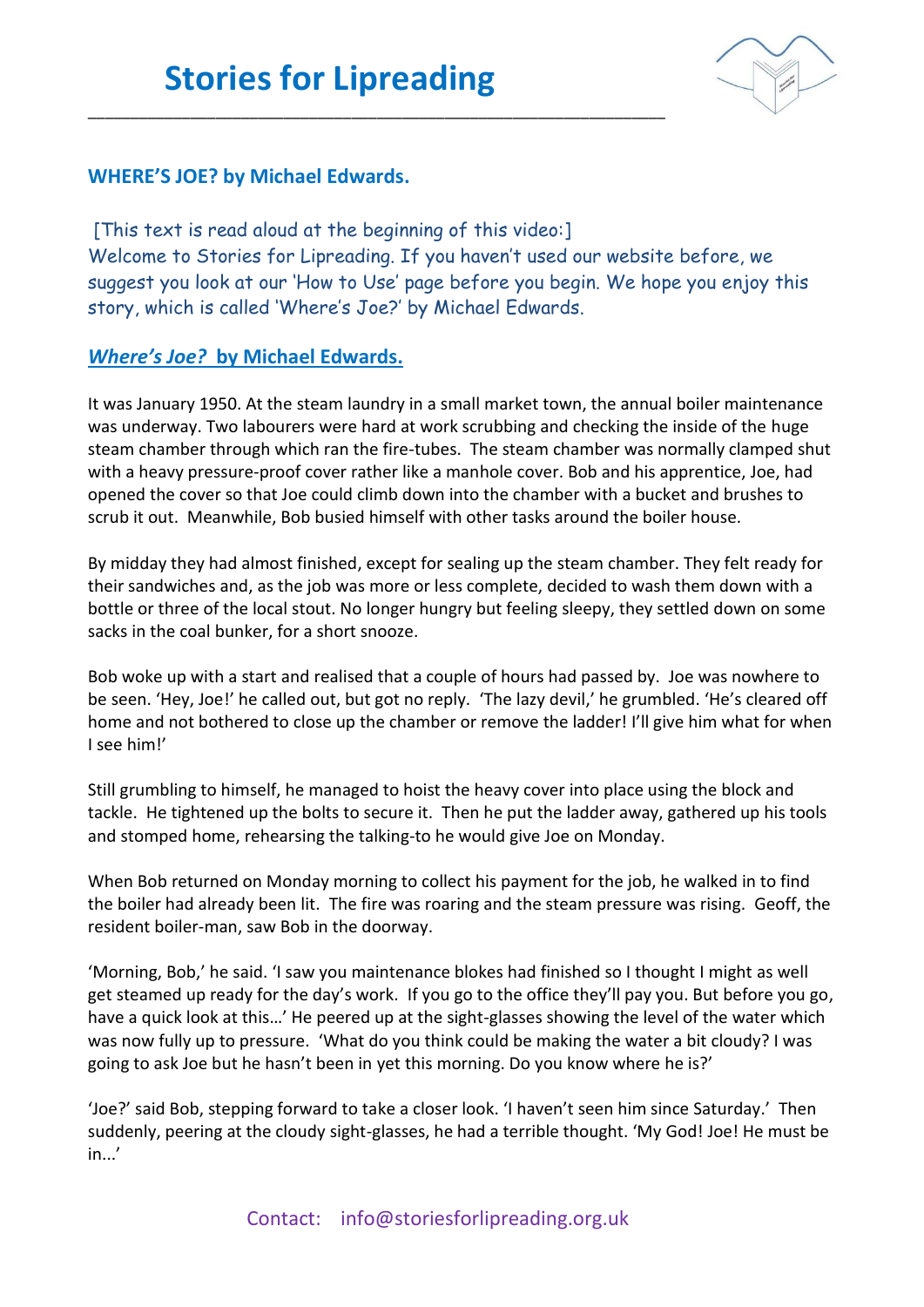# Stories for Lipreading

## WHERE'S JOE? by Michael Edwards.

[This text is read aloud at the beginning of this video:]
Welcome to Stories for Lipreading. If you haven't used our website before, we suggest you look at our 'How to Use' page before you begin. We hope you enjoy this story, which is called 'Where's Joe?' by Michael Edwards.

## *Where's Joe?* by Michael Edwards.

It was January 1950. At the steam laundry in a small market town, the annual boiler maintenance was underway. Two labourers were hard at work scrubbing and checking the inside of the huge steam chamber through which ran the fire-tubes. The steam chamber was normally clamped shut with a heavy pressure-proof cover rather like a manhole cover. Bob and his apprentice, Joe, had opened the cover so that Joe could climb down into the chamber with a bucket and brushes to scrub it out. Meanwhile, Bob busied himself with other tasks around the boiler house.

By midday they had almost finished, except for sealing up the steam chamber. They felt ready for their sandwiches and, as the job was more or less complete, decided to wash them down with a bottle or three of the local stout. No longer hungry but feeling sleepy, they settled down on some sacks in the coal bunker, for a short snooze.

Bob woke up with a start and realised that a couple of hours had passed by. Joe was nowhere to be seen. 'Hey, Joe!' he called out, but got no reply. 'The lazy devil,' he grumbled. 'He's cleared off home and not bothered to close up the chamber or remove the ladder! I'll give him what for when I see him!'

Still grumbling to himself, he managed to hoist the heavy cover into place using the block and tackle. He tightened up the bolts to secure it. Then he put the ladder away, gathered up his tools and stomped home, rehearsing the talking-to he would give Joe on Monday.

When Bob returned on Monday morning to collect his payment for the job, he walked in to find the boiler had already been lit. The fire was roaring and the steam pressure was rising. Geoff, the resident boiler-man, saw Bob in the doorway.

'Morning, Bob,' he said. 'I saw you maintenance blokes had finished so I thought I might as well get steamed up ready for the day's work. If you go to the office they'll pay you. But before you go, have a quick look at this…' He peered up at the sight-glasses showing the level of the water which was now fully up to pressure. 'What do you think could be making the water a bit cloudy? I was going to ask Joe but he hasn't been in yet this morning. Do you know where he is?'

'Joe?' said Bob, stepping forward to take a closer look. 'I haven't seen him since Saturday.' Then suddenly, peering at the cloudy sight-glasses, he had a terrible thought. 'My God! Joe! He must be in...'

Contact: info@storiesforlipreading.org.uk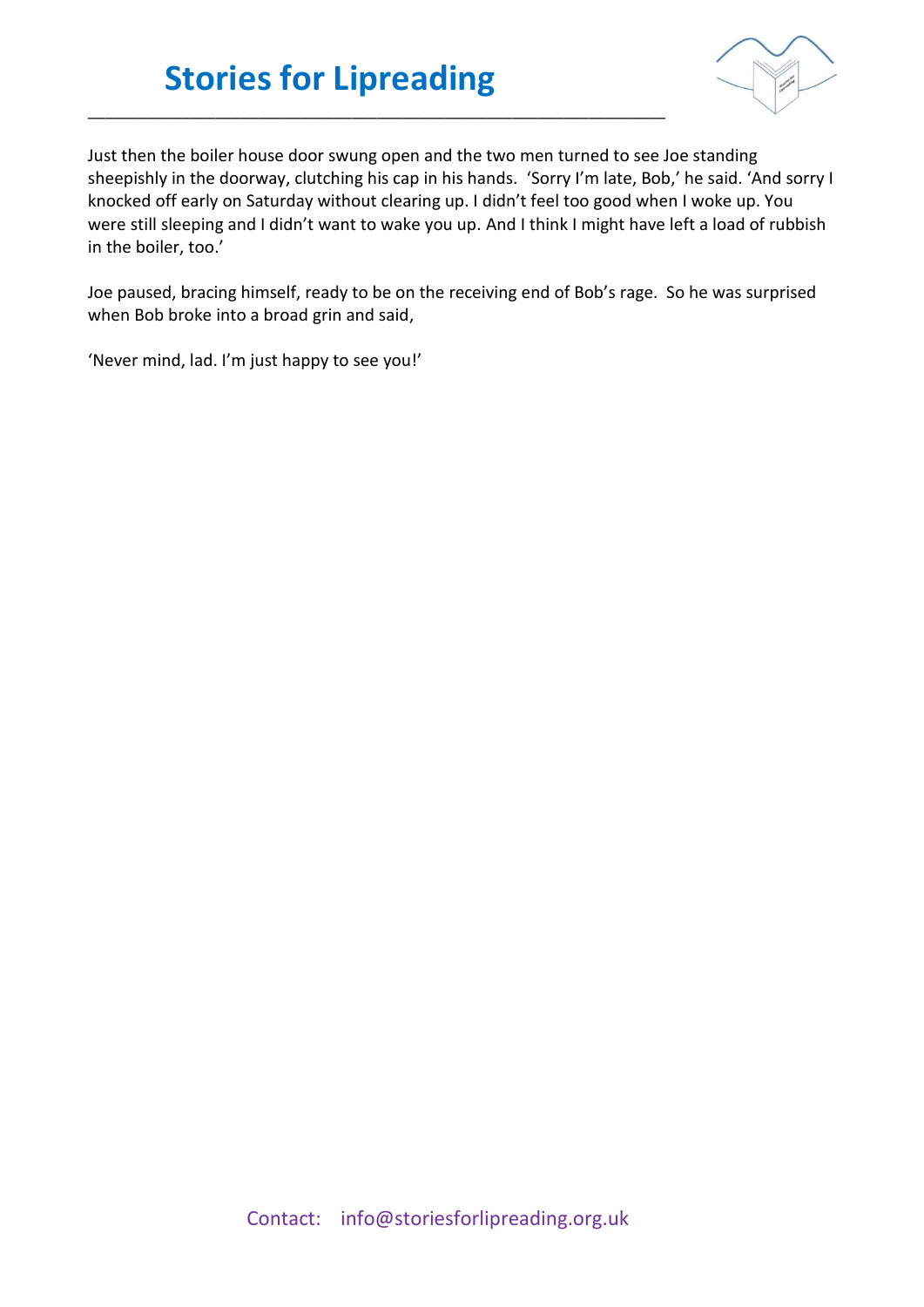Just then the boiler house door swung open and the two men turned to see Joe standing sheepishly in the doorway, clutching his cap in his hands. 'Sorry I'm late, Bob,' he said. 'And sorry I knocked off early on Saturday without clearing up. I didn't feel too good when I woke up. You were still sleeping and I didn't want to wake you up. And I think I might have left a load of rubbish in the boiler, too.'

Joe paused, bracing himself, ready to be on the receiving end of Bob's rage. So he was surprised when Bob broke into a broad grin and said,

'Never mind, lad. I'm just happy to see you!'